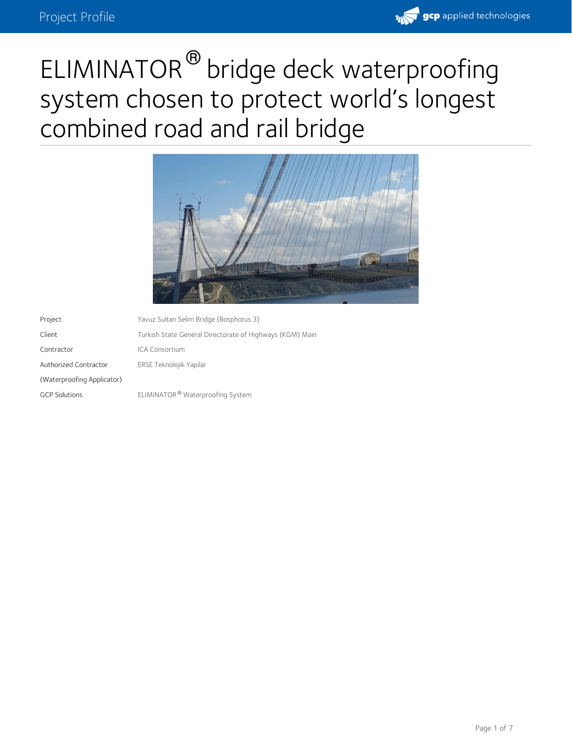# ELIMINATOR® bridge deck waterproofing system chosen to protect world's longest combined road and rail bridge

| | |
|---|---|
| Project | Yavuz Sultan Selim Bridge (Bosphorus 3) |
| Client | Turkish State General Directorate of Highways (KGM) Main |
| Contractor | ICA Consortium |
| Authorized Contractor (Waterproofing Applicator) | ERSE Teknolojik Yapilar |
| GCP Solutions | ELIMINATOR® Waterproofing System |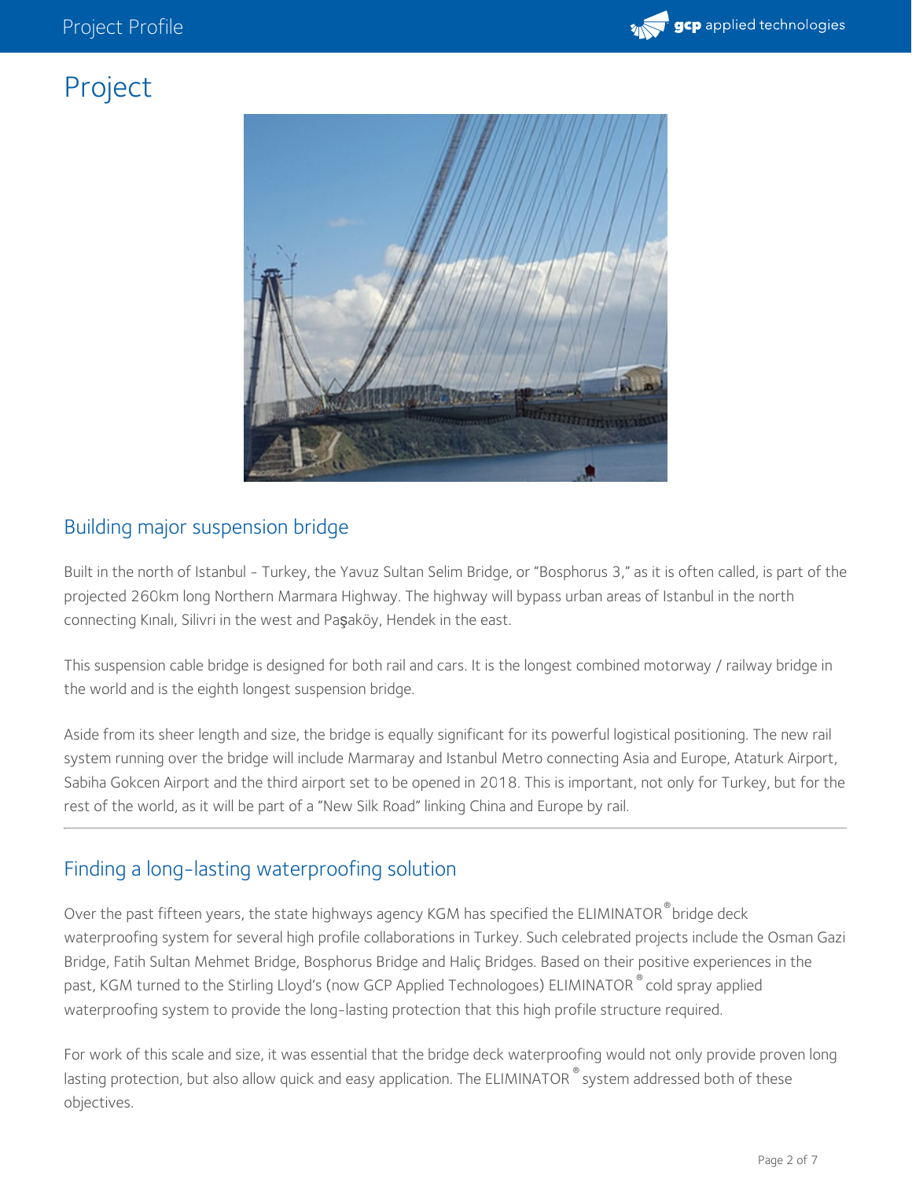# Project

## Building major suspension bridge

Built in the north of Istanbul - Turkey, the Yavuz Sultan Selim Bridge, or "Bosphorus 3," as it is often called, is part of the projected 260km long Northern Marmara Highway. The highway will bypass urban areas of Istanbul in the north connecting Kınalı, Silivri in the west and Paşaköy, Hendek in the east.

This suspension cable bridge is designed for both rail and cars. It is the longest combined motorway / railway bridge in the world and is the eighth longest suspension bridge.

Aside from its sheer length and size, the bridge is equally significant for its powerful logistical positioning. The new rail system running over the bridge will include Marmaray and Istanbul Metro connecting Asia and Europe, Ataturk Airport, Sabiha Gokcen Airport and the third airport set to be opened in 2018. This is important, not only for Turkey, but for the rest of the world, as it will be part of a "New Silk Road" linking China and Europe by rail.

---

## Finding a long-lasting waterproofing solution

Over the past fifteen years, the state highways agency KGM has specified the ELIMINATOR® bridge deck waterproofing system for several high profile collaborations in Turkey. Such celebrated projects include the Osman Gazi Bridge, Fatih Sultan Mehmet Bridge, Bosphorus Bridge and Haliç Bridges. Based on their positive experiences in the past, KGM turned to the Stirling Lloyd's (now GCP Applied Technologoes) ELIMINATOR® cold spray applied waterproofing system to provide the long-lasting protection that this high profile structure required.

For work of this scale and size, it was essential that the bridge deck waterproofing would not only provide proven long lasting protection, but also allow quick and easy application. The ELIMINATOR® system addressed both of these objectives.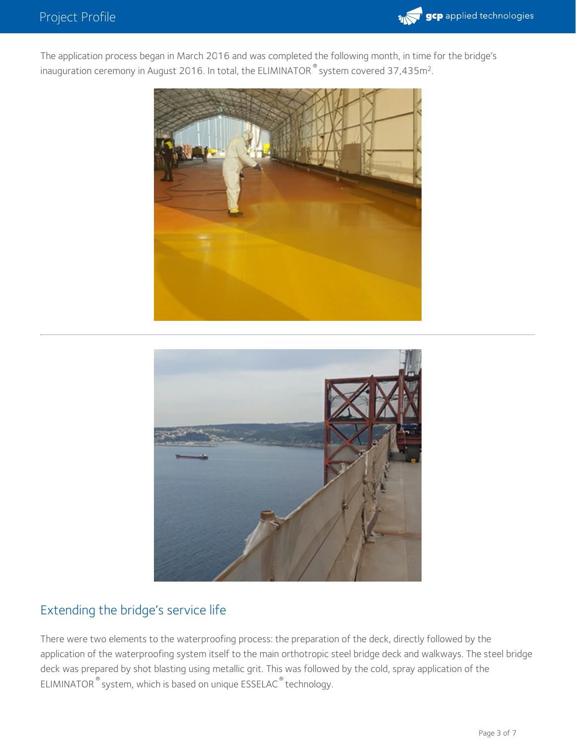The application process began in March 2016 and was completed the following month, in time for the bridge's inauguration ceremony in August 2016. In total, the ELIMINATOR® system covered 37,435m².

## Extending the bridge's service life

There were two elements to the waterproofing process: the preparation of the deck, directly followed by the application of the waterproofing system itself to the main orthotropic steel bridge deck and walkways. The steel bridge deck was prepared by shot blasting using metallic grit. This was followed by the cold, spray application of the ELIMINATOR® system, which is based on unique ESSELAC® technology.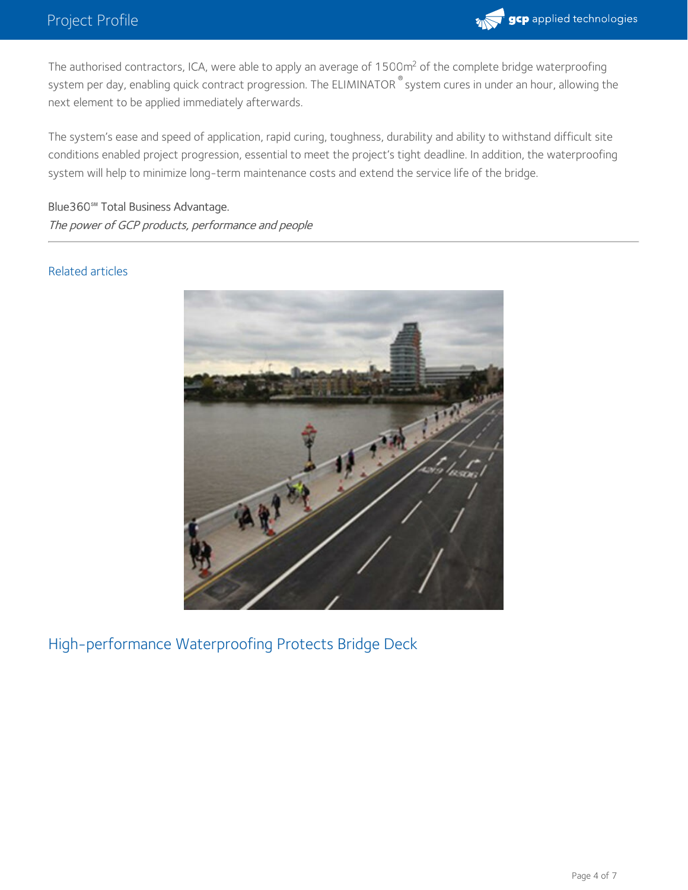The authorised contractors, ICA, were able to apply an average of 1500m$^2$ of the complete bridge waterproofing system per day, enabling quick contract progression. The ELIMINATOR® system cures in under an hour, allowing the next element to be applied immediately afterwards.

The system's ease and speed of application, rapid curing, toughness, durability and ability to withstand difficult site conditions enabled project progression, essential to meet the project's tight deadline. In addition, the waterproofing system will help to minimize long-term maintenance costs and extend the service life of the bridge.

Blue360℠ Total Business Advantage.
*The power of GCP products, performance and people*

---

Related articles

High-performance Waterproofing Protects Bridge Deck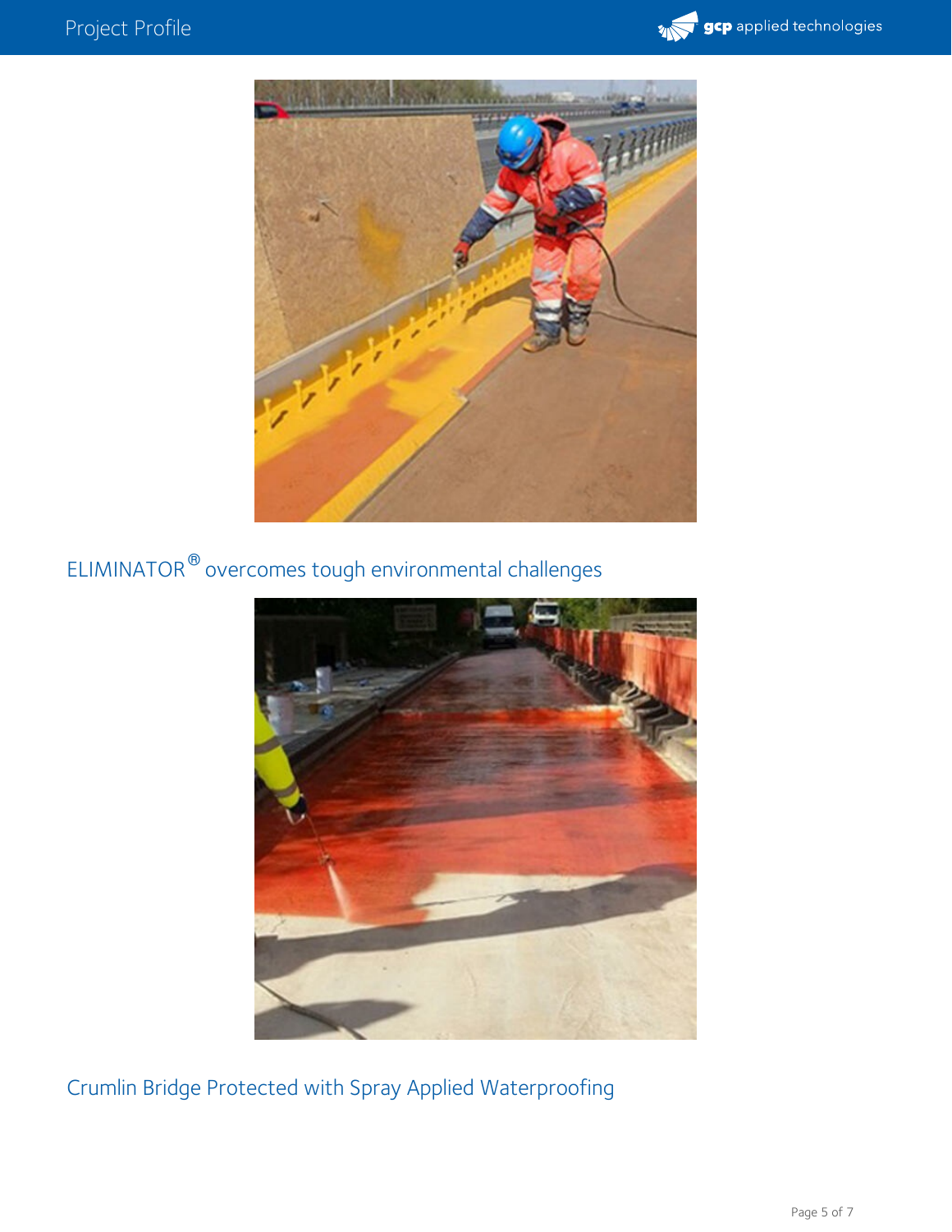ELIMINATOR® overcomes tough environmental challenges

Crumlin Bridge Protected with Spray Applied Waterproofing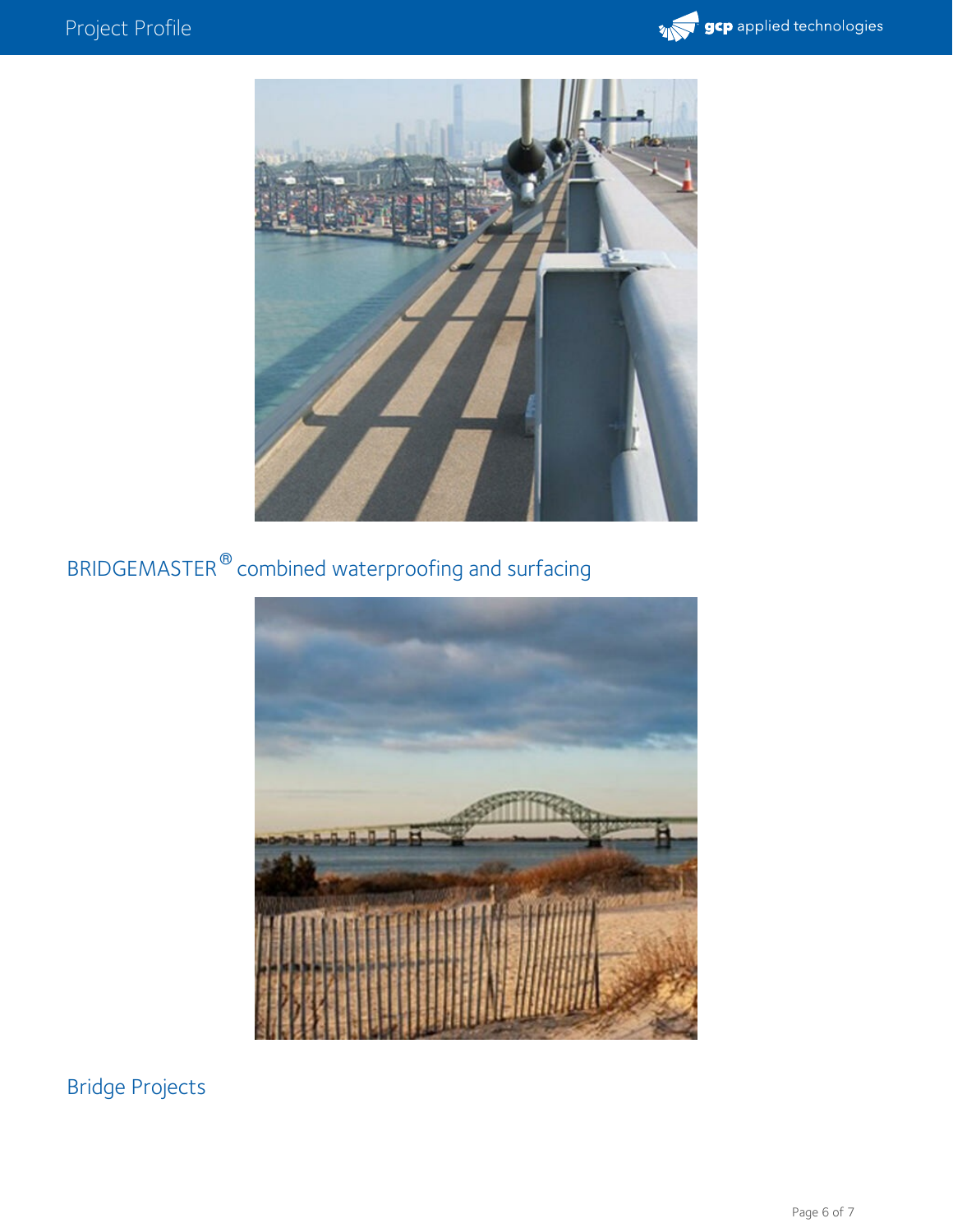BRIDGEMASTER® combined waterproofing and surfacing

Bridge Projects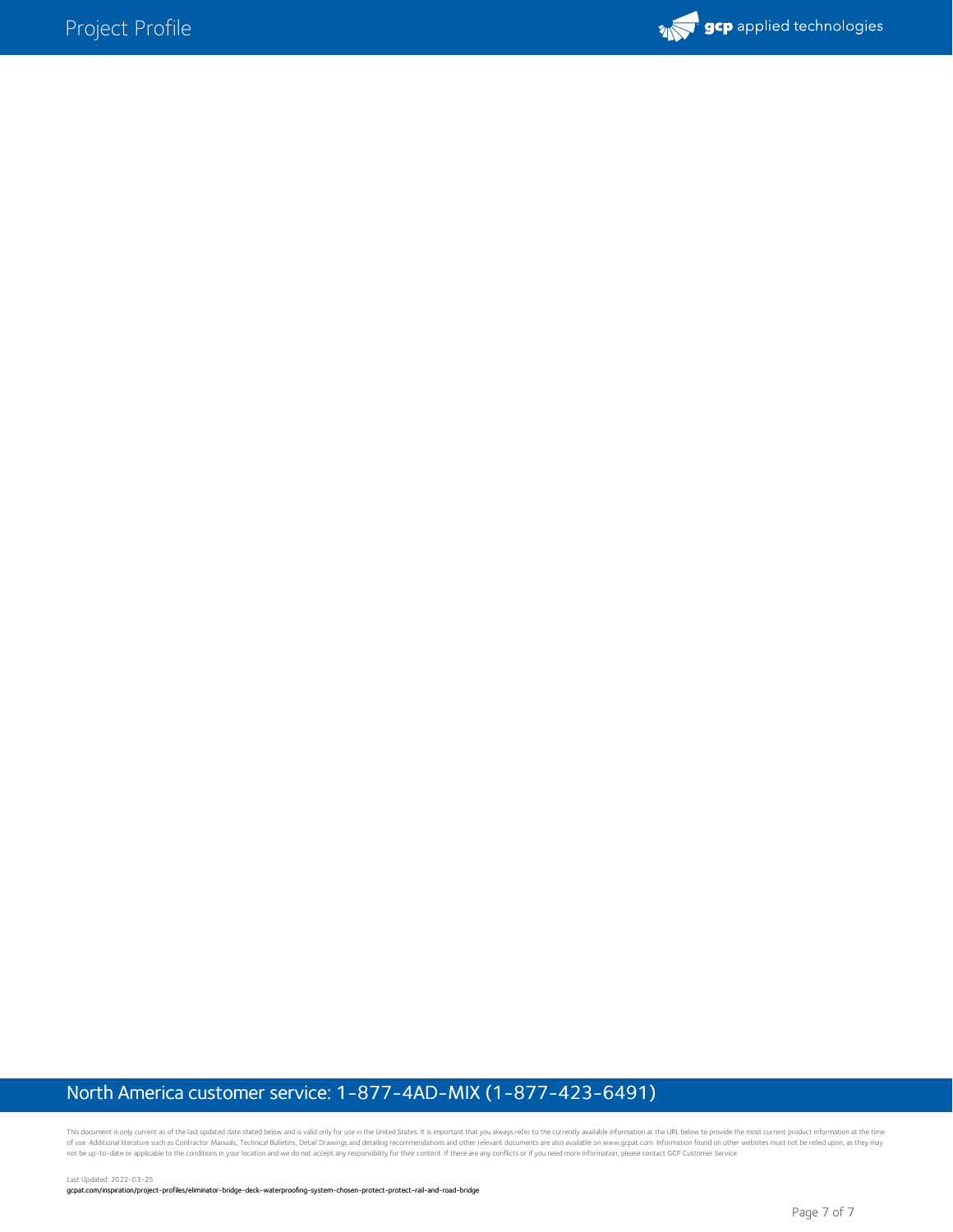## North America customer service: 1-877-4AD-MIX (1-877-423-6491)